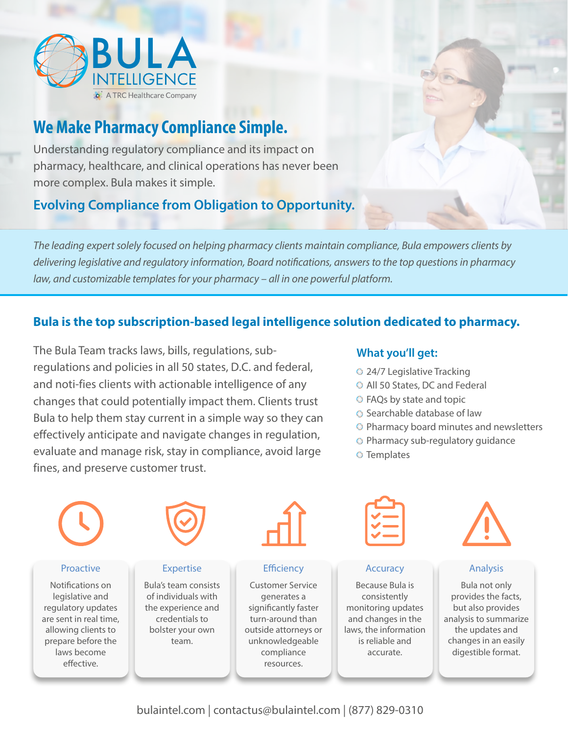# BULA INTELLIGENCE

A TRC Healthcare Company

## We Make Pharmacy Compliance Simple.

Understanding regulatory compliance and its impact on pharmacy, healthcare, and clinical operations has never been more complex. Bula makes it simple.

### Evolving Compliance from Obligation to Opportunity.

*The leading expert solely focused on helping pharmacy clients maintain compliance, Bula empowers clients by delivering legislative and regulatory information, Board notifications, answers to the top questions in pharmacy law, and customizable templates for your pharmacy – all in one powerful platform.*

### Bula is the top subscription-based legal intelligence solution dedicated to pharmacy.

The Bula Team tracks laws, bills, regulations, sub-regulations and policies in all 50 states, D.C. and federal, and noti-fies clients with actionable intelligence of any changes that could potentially impact them. Clients trust Bula to help them stay current in a simple way so they can effectively anticipate and navigate changes in regulation, evaluate and manage risk, stay in compliance, avoid large fines, and preserve customer trust.

#### What you'll get:

- 24/7 Legislative Tracking
- All 50 States, DC and Federal
- FAQs by state and topic
- Searchable database of law
- Pharmacy board minutes and newsletters
- Pharmacy sub-regulatory guidance
- Templates

**Proactive**

Notifications on legislative and regulatory updates are sent in real time, allowing clients to prepare before the laws become effective.

**Expertise**

Bula's team consists of individuals with the experience and credentials to bolster your own team.

**Efficiency**

Customer Service generates a significantly faster turn-around than outside attorneys or unknowledgeable compliance resources.

**Accuracy**

Because Bula is consistently monitoring updates and changes in the laws, the information is reliable and accurate.

**Analysis**

Bula not only provides the facts, but also provides analysis to summarize the updates and changes in an easily digestible format.

bulaintel.com | contactus@bulaintel.com | (877) 829-0310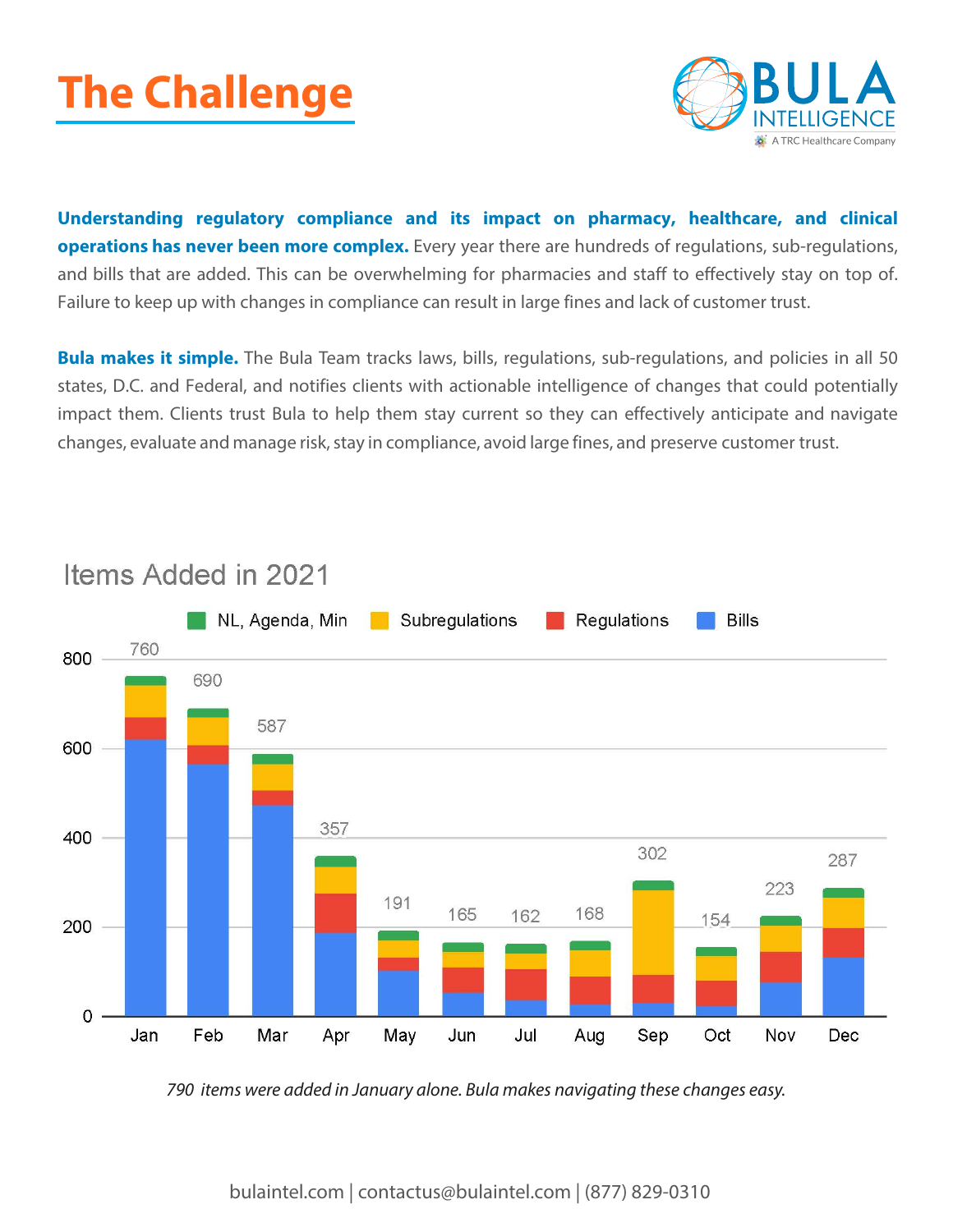# The Challenge

**Understanding regulatory compliance and its impact on pharmacy, healthcare, and clinical operations has never been more complex.** Every year there are hundreds of regulations, sub-regulations, and bills that are added. This can be overwhelming for pharmacies and staff to effectively stay on top of. Failure to keep up with changes in compliance can result in large fines and lack of customer trust.

**Bula makes it simple.** The Bula Team tracks laws, bills, regulations, sub-regulations, and policies in all 50 states, D.C. and Federal, and notifies clients with actionable intelligence of changes that could potentially impact them. Clients trust Bula to help them stay current so they can effectively anticipate and navigate changes, evaluate and manage risk, stay in compliance, avoid large fines, and preserve customer trust.

## Items Added in 2021

Legend: NL, Agenda, Min; Subregulations; Regulations; Bills

| Month | Total |
|---|---|
| Jan | 760 |
| Feb | 690 |
| Mar | 587 |
| Apr | 357 |
| May | 191 |
| Jun | 165 |
| Jul | 162 |
| Aug | 168 |
| Sep | 302 |
| Oct | 154 |
| Nov | 223 |
| Dec | 287 |

*790 items were added in January alone. Bula makes navigating these changes easy.*

bulaintel.com | contactus@bulaintel.com | (877) 829-0310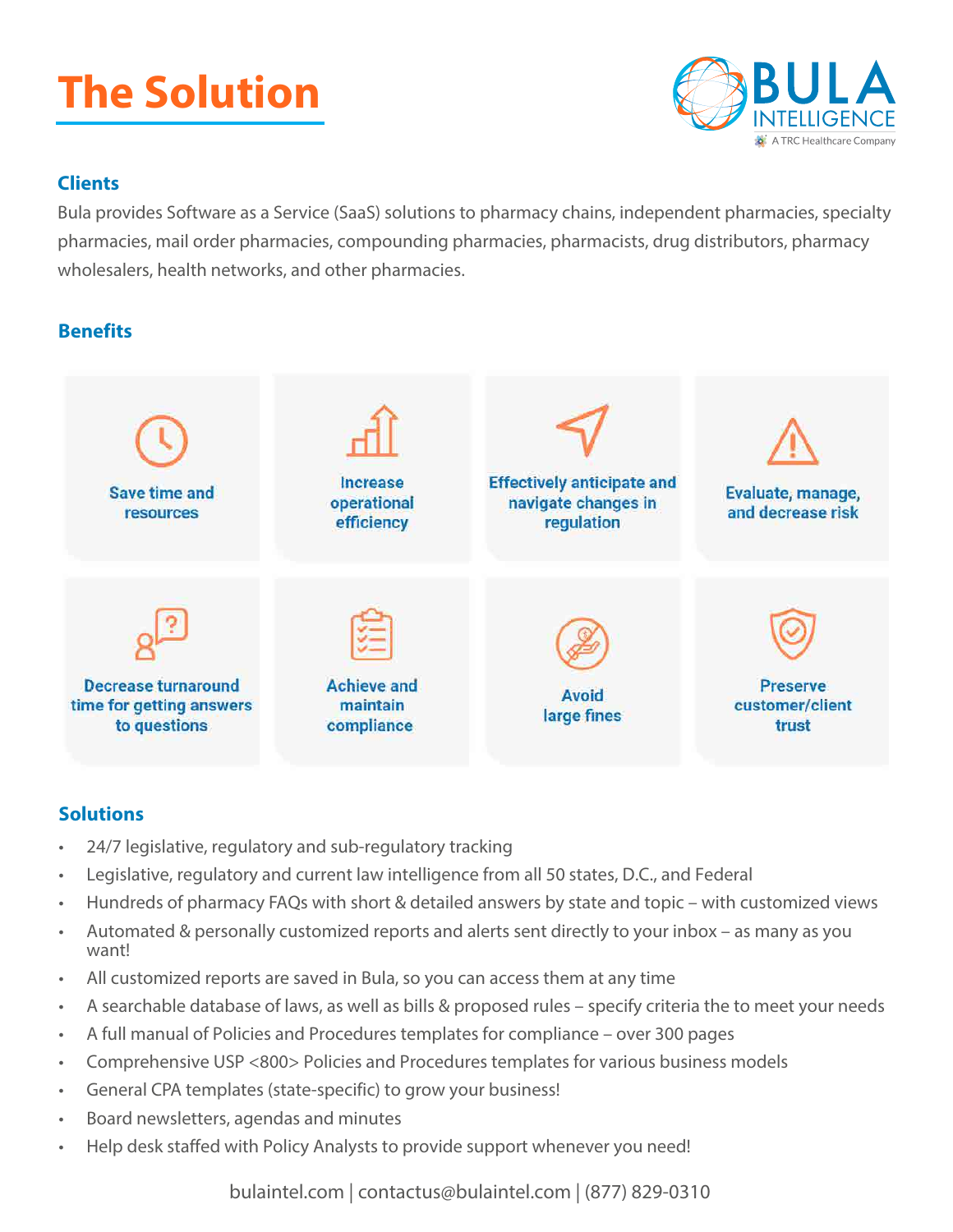# The Solution

BULA INTELLIGENCE
A TRC Healthcare Company

## Clients

Bula provides Software as a Service (SaaS) solutions to pharmacy chains, independent pharmacies, specialty pharmacies, mail order pharmacies, compounding pharmacies, pharmacists, drug distributors, pharmacy wholesalers, health networks, and other pharmacies.

## Benefits

- Save time and resources
- Increase operational efficiency
- Effectively anticipate and navigate changes in regulation
- Evaluate, manage, and decrease risk
- Decrease turnaround time for getting answers to questions
- Achieve and maintain compliance
- Avoid large fines
- Preserve customer/client trust

## Solutions

- 24/7 legislative, regulatory and sub-regulatory tracking
- Legislative, regulatory and current law intelligence from all 50 states, D.C., and Federal
- Hundreds of pharmacy FAQs with short & detailed answers by state and topic – with customized views
- Automated & personally customized reports and alerts sent directly to your inbox – as many as you want!
- All customized reports are saved in Bula, so you can access them at any time
- A searchable database of laws, as well as bills & proposed rules – specify criteria the to meet your needs
- A full manual of Policies and Procedures templates for compliance – over 300 pages
- Comprehensive USP <800> Policies and Procedures templates for various business models
- General CPA templates (state-specific) to grow your business!
- Board newsletters, agendas and minutes
- Help desk staffed with Policy Analysts to provide support whenever you need!

bulaintel.com | contactus@bulaintel.com | (877) 829-0310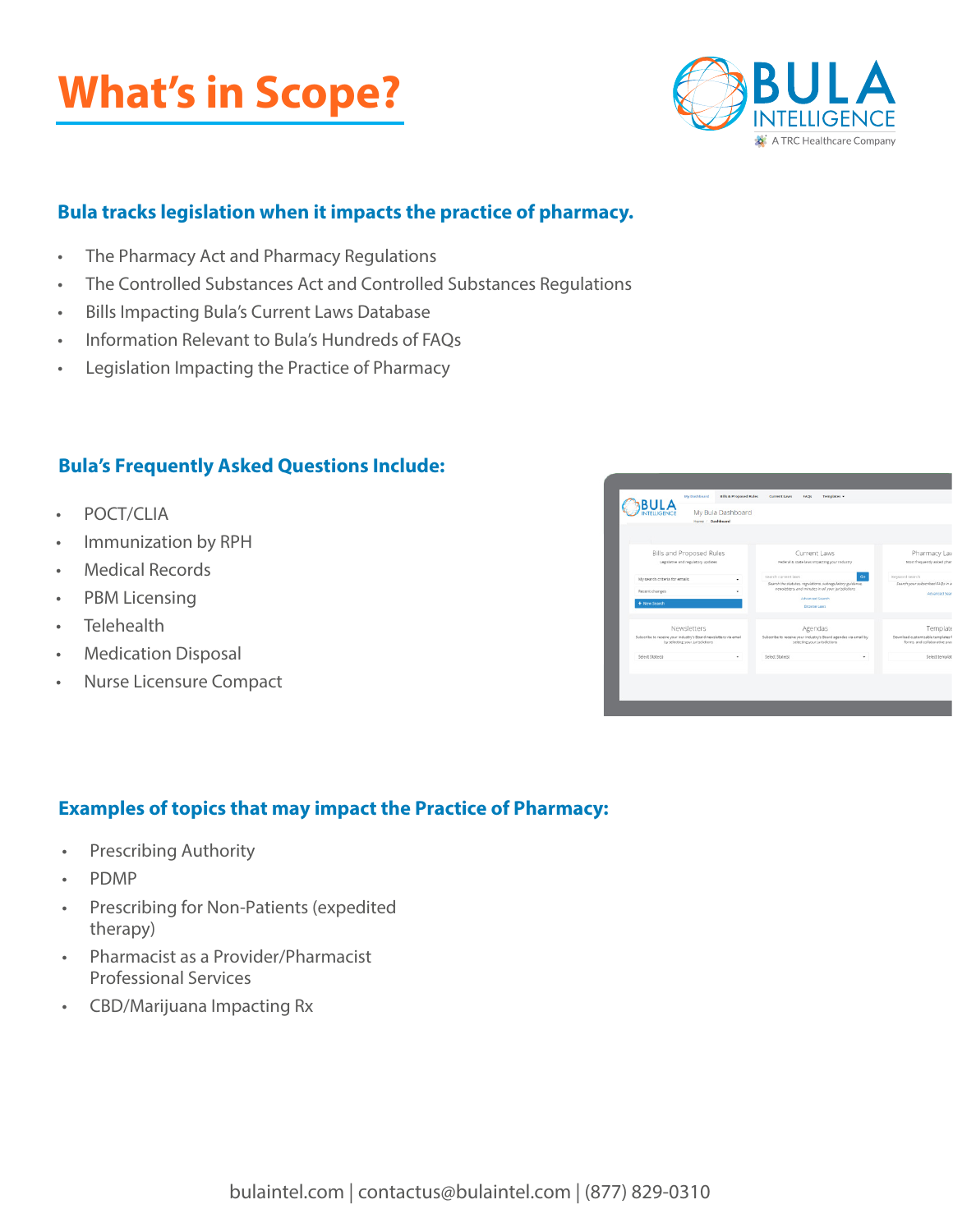# What's in Scope?

## Bula tracks legislation when it impacts the practice of pharmacy.

- The Pharmacy Act and Pharmacy Regulations
- The Controlled Substances Act and Controlled Substances Regulations
- Bills Impacting Bula's Current Laws Database
- Information Relevant to Bula's Hundreds of FAQs
- Legislation Impacting the Practice of Pharmacy

## Bula's Frequently Asked Questions Include:

- POCT/CLIA
- Immunization by RPH
- Medical Records
- PBM Licensing
- Telehealth
- Medication Disposal
- Nurse Licensure Compact

## Examples of topics that may impact the Practice of Pharmacy:

- Prescribing Authority
- PDMP
- Prescribing for Non-Patients (expedited therapy)
- Pharmacist as a Provider/Pharmacist Professional Services
- CBD/Marijuana Impacting Rx

bulaintel.com | contactus@bulaintel.com | (877) 829-0310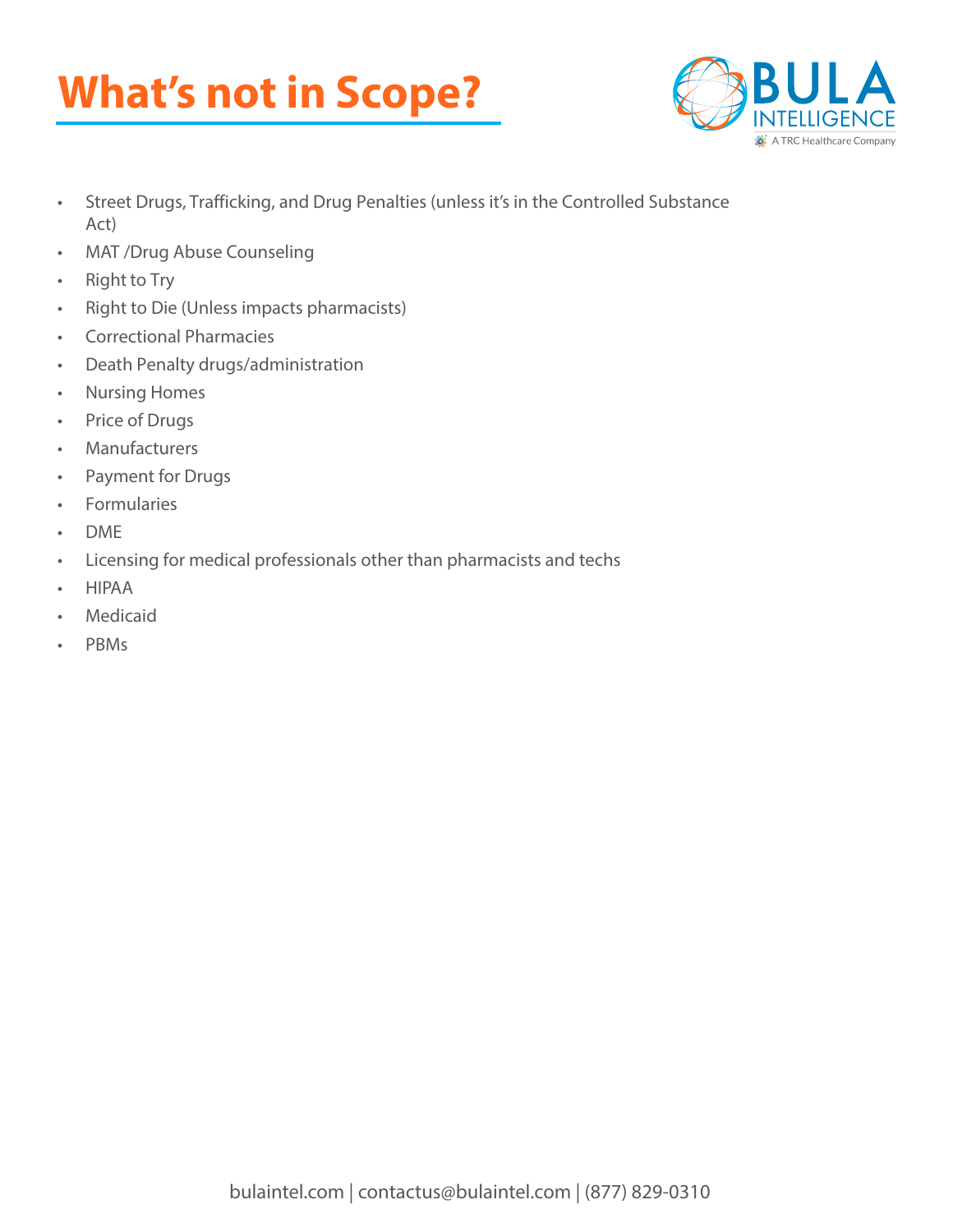# What's not in Scope?

- Street Drugs, Trafficking, and Drug Penalties (unless it's in the Controlled Substance Act)
- MAT /Drug Abuse Counseling
- Right to Try
- Right to Die (Unless impacts pharmacists)
- Correctional Pharmacies
- Death Penalty drugs/administration
- Nursing Homes
- Price of Drugs
- Manufacturers
- Payment for Drugs
- Formularies
- DME
- Licensing for medical professionals other than pharmacists and techs
- HIPAA
- Medicaid
- PBMs